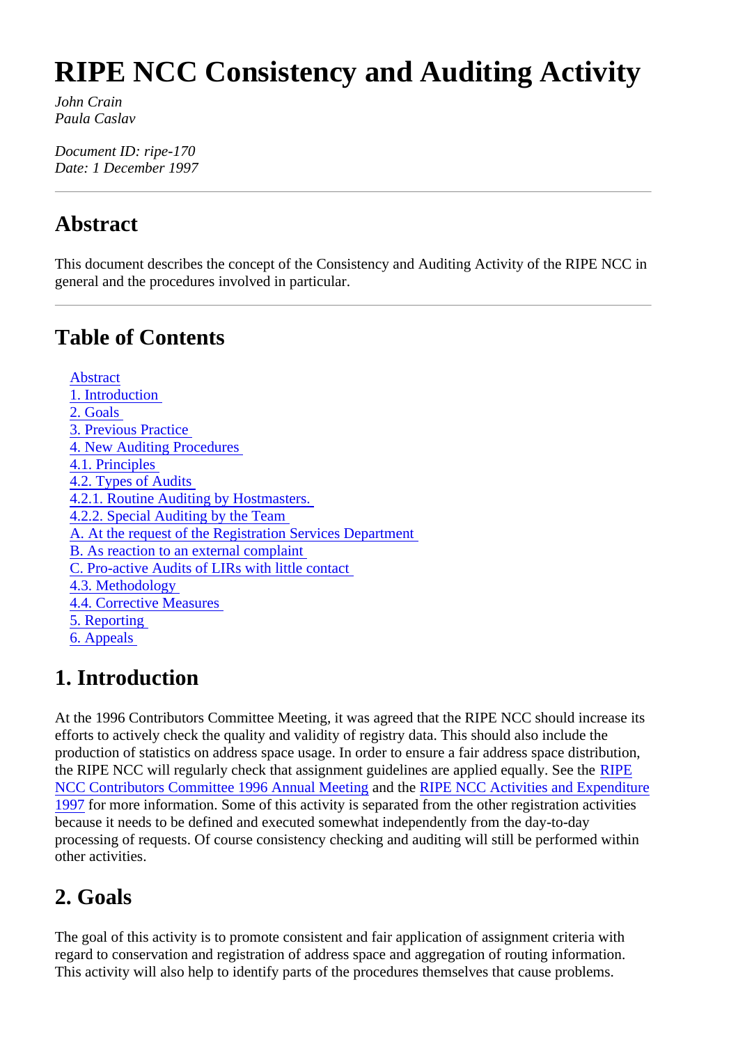# RIPE NCC Consistency and Auditing Activity

*John Crain*
*Paula Caslav*

*Document ID: ripe-170*
*Date: 1 December 1997*

---

## Abstract

This document describes the concept of the Consistency and Auditing Activity of the RIPE NCC in general and the procedures involved in particular.

---

## Table of Contents

- Abstract
- 1. Introduction
- 2. Goals
- 3. Previous Practice
- 4. New Auditing Procedures
- 4.1. Principles
- 4.2. Types of Audits
- 4.2.1. Routine Auditing by Hostmasters.
- 4.2.2. Special Auditing by the Team
- A. At the request of the Registration Services Department
- B. As reaction to an external complaint
- C. Pro-active Audits of LIRs with little contact
- 4.3. Methodology
- 4.4. Corrective Measures
- 5. Reporting
- 6. Appeals

## 1. Introduction

At the 1996 Contributors Committee Meeting, it was agreed that the RIPE NCC should increase its efforts to actively check the quality and validity of registry data. This should also include the production of statistics on address space usage. In order to ensure a fair address space distribution, the RIPE NCC will regularly check that assignment guidelines are applied equally. See the RIPE NCC Contributors Committee 1996 Annual Meeting and the RIPE NCC Activities and Expenditure 1997 for more information. Some of this activity is separated from the other registration activities because it needs to be defined and executed somewhat independently from the day-to-day processing of requests. Of course consistency checking and auditing will still be performed within other activities.

## 2. Goals

The goal of this activity is to promote consistent and fair application of assignment criteria with regard to conservation and registration of address space and aggregation of routing information. This activity will also help to identify parts of the procedures themselves that cause problems.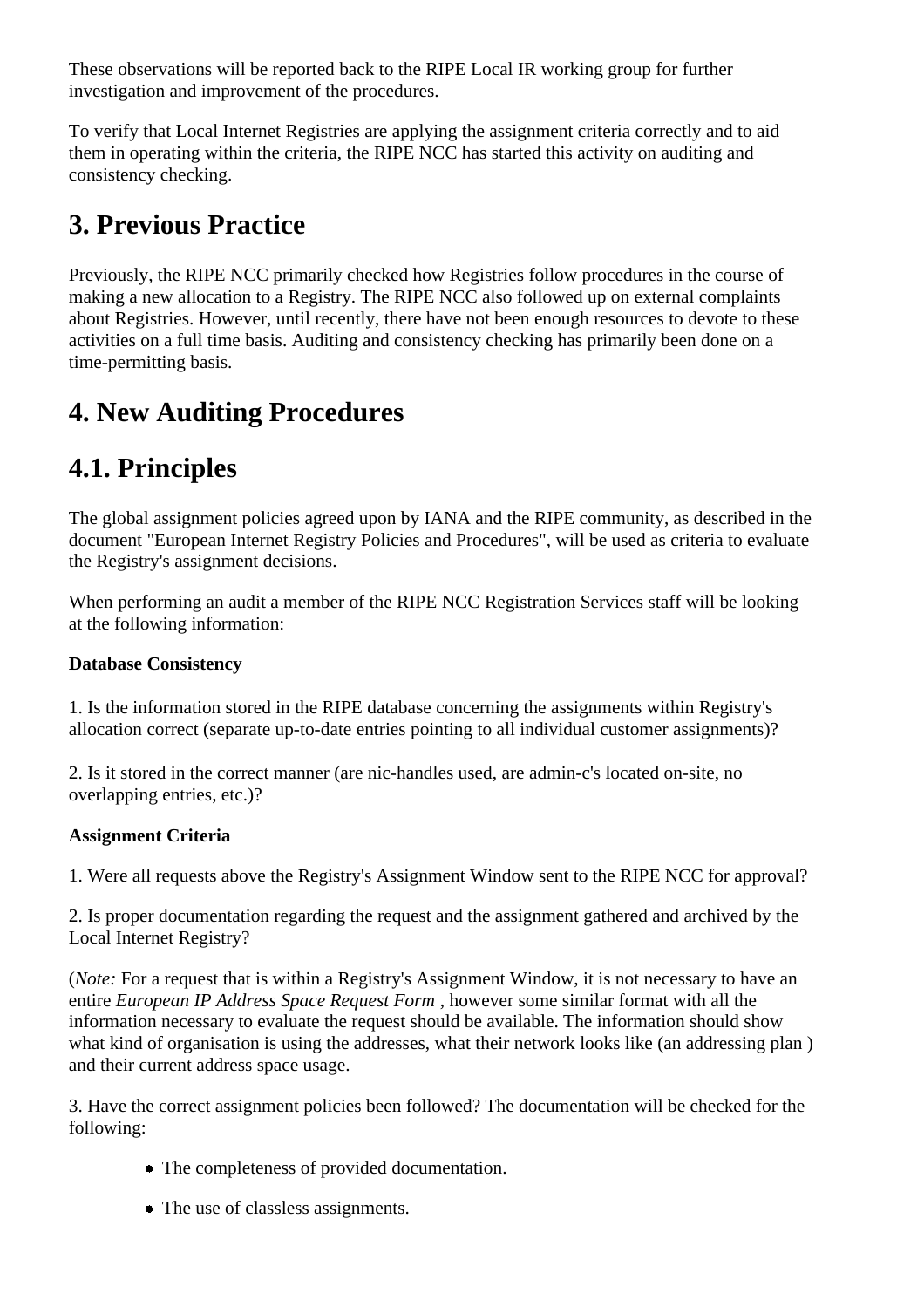These observations will be reported back to the RIPE Local IR working group for further investigation and improvement of the procedures.

To verify that Local Internet Registries are applying the assignment criteria correctly and to aid them in operating within the criteria, the RIPE NCC has started this activity on auditing and consistency checking.

## 3. Previous Practice

Previously, the RIPE NCC primarily checked how Registries follow procedures in the course of making a new allocation to a Registry. The RIPE NCC also followed up on external complaints about Registries. However, until recently, there have not been enough resources to devote to these activities on a full time basis. Auditing and consistency checking has primarily been done on a time-permitting basis.

## 4. New Auditing Procedures

## 4.1. Principles

The global assignment policies agreed upon by IANA and the RIPE community, as described in the document "European Internet Registry Policies and Procedures", will be used as criteria to evaluate the Registry's assignment decisions.

When performing an audit a member of the RIPE NCC Registration Services staff will be looking at the following information:

**Database Consistency**

1. Is the information stored in the RIPE database concerning the assignments within Registry's allocation correct (separate up-to-date entries pointing to all individual customer assignments)?

2. Is it stored in the correct manner (are nic-handles used, are admin-c's located on-site, no overlapping entries, etc.)?

**Assignment Criteria**

1. Were all requests above the Registry's Assignment Window sent to the RIPE NCC for approval?

2. Is proper documentation regarding the request and the assignment gathered and archived by the Local Internet Registry?

(*Note:* For a request that is within a Registry's Assignment Window, it is not necessary to have an entire *European IP Address Space Request Form* , however some similar format with all the information necessary to evaluate the request should be available. The information should show what kind of organisation is using the addresses, what their network looks like (an addressing plan ) and their current address space usage.

3. Have the correct assignment policies been followed? The documentation will be checked for the following:

- The completeness of provided documentation.
- The use of classless assignments.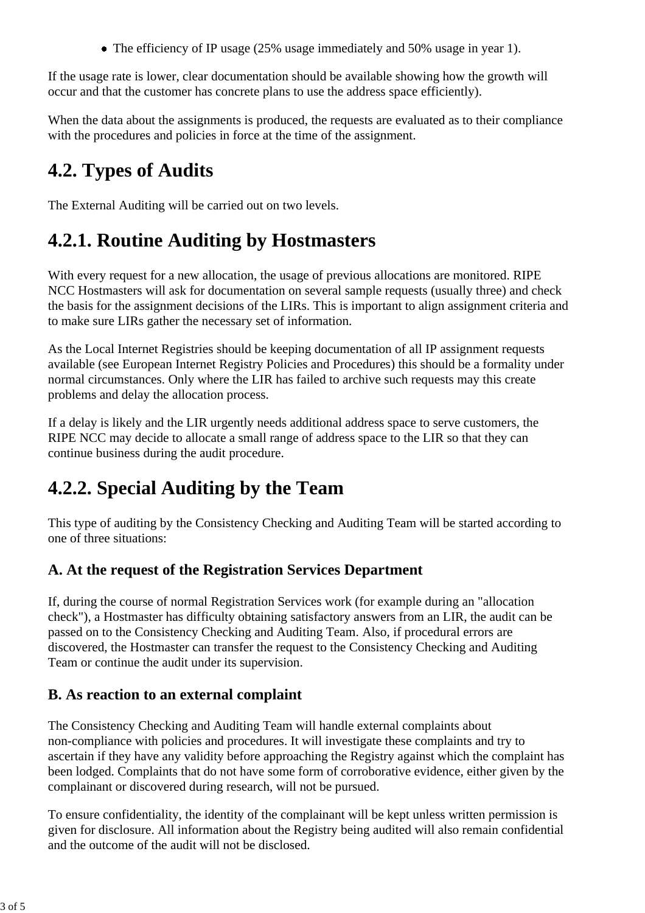- The efficiency of IP usage (25% usage immediately and 50% usage in year 1).

If the usage rate is lower, clear documentation should be available showing how the growth will occur and that the customer has concrete plans to use the address space efficiently).

When the data about the assignments is produced, the requests are evaluated as to their compliance with the procedures and policies in force at the time of the assignment.

## 4.2. Types of Audits

The External Auditing will be carried out on two levels.

### 4.2.1. Routine Auditing by Hostmasters

With every request for a new allocation, the usage of previous allocations are monitored. RIPE NCC Hostmasters will ask for documentation on several sample requests (usually three) and check the basis for the assignment decisions of the LIRs. This is important to align assignment criteria and to make sure LIRs gather the necessary set of information.

As the Local Internet Registries should be keeping documentation of all IP assignment requests available (see European Internet Registry Policies and Procedures) this should be a formality under normal circumstances. Only where the LIR has failed to archive such requests may this create problems and delay the allocation process.

If a delay is likely and the LIR urgently needs additional address space to serve customers, the RIPE NCC may decide to allocate a small range of address space to the LIR so that they can continue business during the audit procedure.

### 4.2.2. Special Auditing by the Team

This type of auditing by the Consistency Checking and Auditing Team will be started according to one of three situations:

#### A. At the request of the Registration Services Department

If, during the course of normal Registration Services work (for example during an "allocation check"), a Hostmaster has difficulty obtaining satisfactory answers from an LIR, the audit can be passed on to the Consistency Checking and Auditing Team. Also, if procedural errors are discovered, the Hostmaster can transfer the request to the Consistency Checking and Auditing Team or continue the audit under its supervision.

#### B. As reaction to an external complaint

The Consistency Checking and Auditing Team will handle external complaints about non-compliance with policies and procedures. It will investigate these complaints and try to ascertain if they have any validity before approaching the Registry against which the complaint has been lodged. Complaints that do not have some form of corroborative evidence, either given by the complainant or discovered during research, will not be pursued.

To ensure confidentiality, the identity of the complainant will be kept unless written permission is given for disclosure. All information about the Registry being audited will also remain confidential and the outcome of the audit will not be disclosed.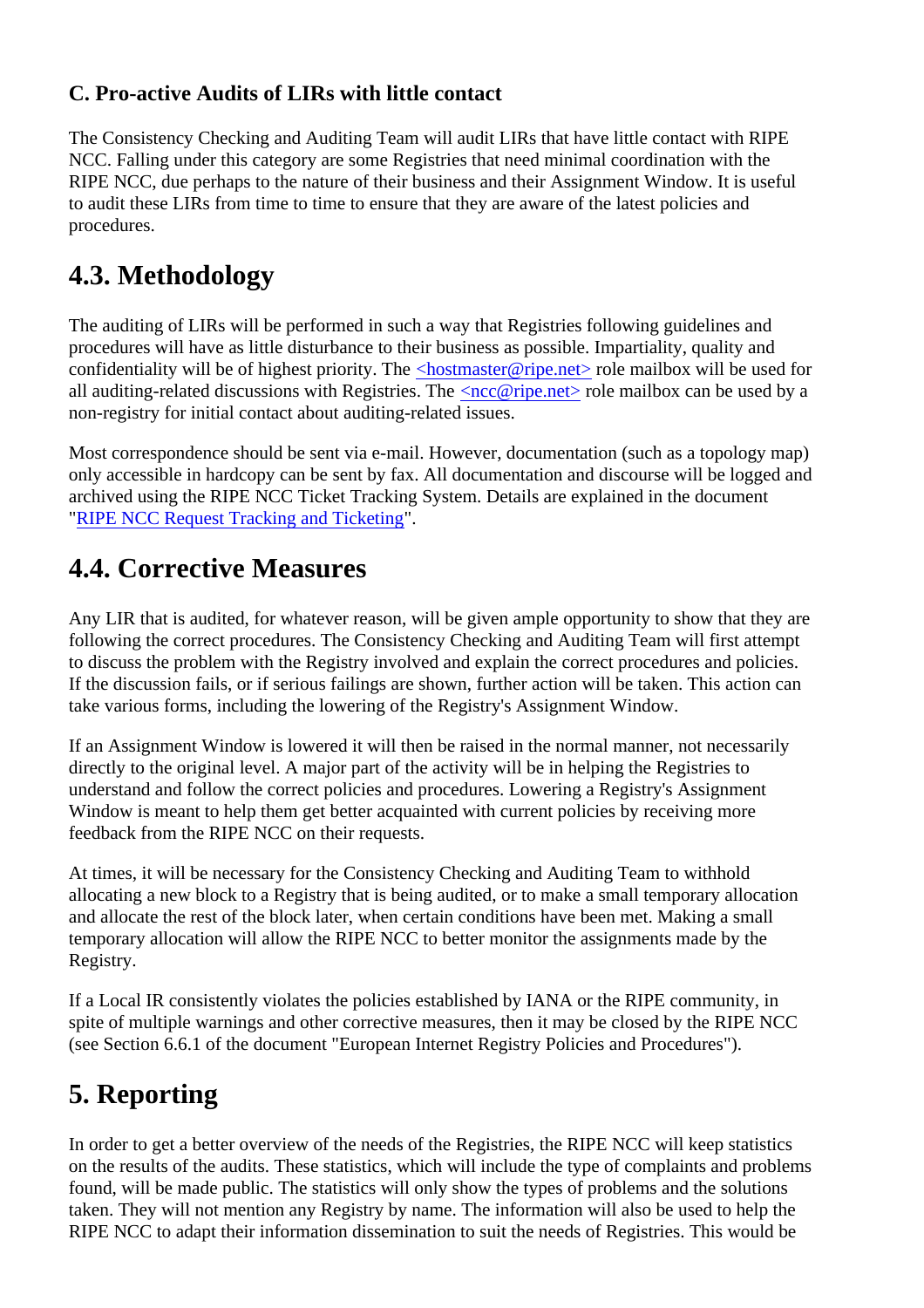### C. Pro-active Audits of LIRs with little contact

The Consistency Checking and Auditing Team will audit LIRs that have little contact with RIPE NCC. Falling under this category are some Registries that need minimal coordination with the RIPE NCC, due perhaps to the nature of their business and their Assignment Window. It is useful to audit these LIRs from time to time to ensure that they are aware of the latest policies and procedures.

## 4.3. Methodology

The auditing of LIRs will be performed in such a way that Registries following guidelines and procedures will have as little disturbance to their business as possible. Impartiality, quality and confidentiality will be of highest priority. The <hostmaster@ripe.net> role mailbox will be used for all auditing-related discussions with Registries. The <ncc@ripe.net> role mailbox can be used by a non-registry for initial contact about auditing-related issues.

Most correspondence should be sent via e-mail. However, documentation (such as a topology map) only accessible in hardcopy can be sent by fax. All documentation and discourse will be logged and archived using the RIPE NCC Ticket Tracking System. Details are explained in the document "RIPE NCC Request Tracking and Ticketing".

## 4.4. Corrective Measures

Any LIR that is audited, for whatever reason, will be given ample opportunity to show that they are following the correct procedures. The Consistency Checking and Auditing Team will first attempt to discuss the problem with the Registry involved and explain the correct procedures and policies. If the discussion fails, or if serious failings are shown, further action will be taken. This action can take various forms, including the lowering of the Registry's Assignment Window.

If an Assignment Window is lowered it will then be raised in the normal manner, not necessarily directly to the original level. A major part of the activity will be in helping the Registries to understand and follow the correct policies and procedures. Lowering a Registry's Assignment Window is meant to help them get better acquainted with current policies by receiving more feedback from the RIPE NCC on their requests.

At times, it will be necessary for the Consistency Checking and Auditing Team to withhold allocating a new block to a Registry that is being audited, or to make a small temporary allocation and allocate the rest of the block later, when certain conditions have been met. Making a small temporary allocation will allow the RIPE NCC to better monitor the assignments made by the Registry.

If a Local IR consistently violates the policies established by IANA or the RIPE community, in spite of multiple warnings and other corrective measures, then it may be closed by the RIPE NCC (see Section 6.6.1 of the document "European Internet Registry Policies and Procedures").

# 5. Reporting

In order to get a better overview of the needs of the Registries, the RIPE NCC will keep statistics on the results of the audits. These statistics, which will include the type of complaints and problems found, will be made public. The statistics will only show the types of problems and the solutions taken. They will not mention any Registry by name. The information will also be used to help the RIPE NCC to adapt their information dissemination to suit the needs of Registries. This would be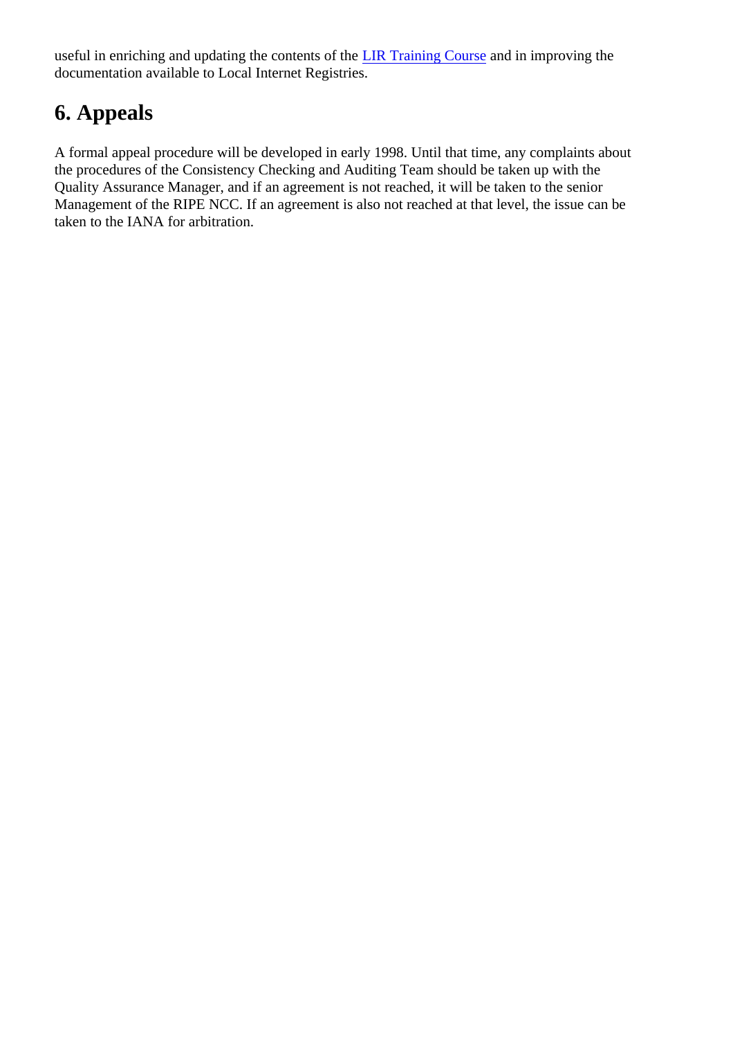useful in enriching and updating the contents of the LIR Training Course and in improving the documentation available to Local Internet Registries.

# 6. Appeals

A formal appeal procedure will be developed in early 1998. Until that time, any complaints about the procedures of the Consistency Checking and Auditing Team should be taken up with the Quality Assurance Manager, and if an agreement is not reached, it will be taken to the senior Management of the RIPE NCC. If an agreement is also not reached at that level, the issue can be taken to the IANA for arbitration.